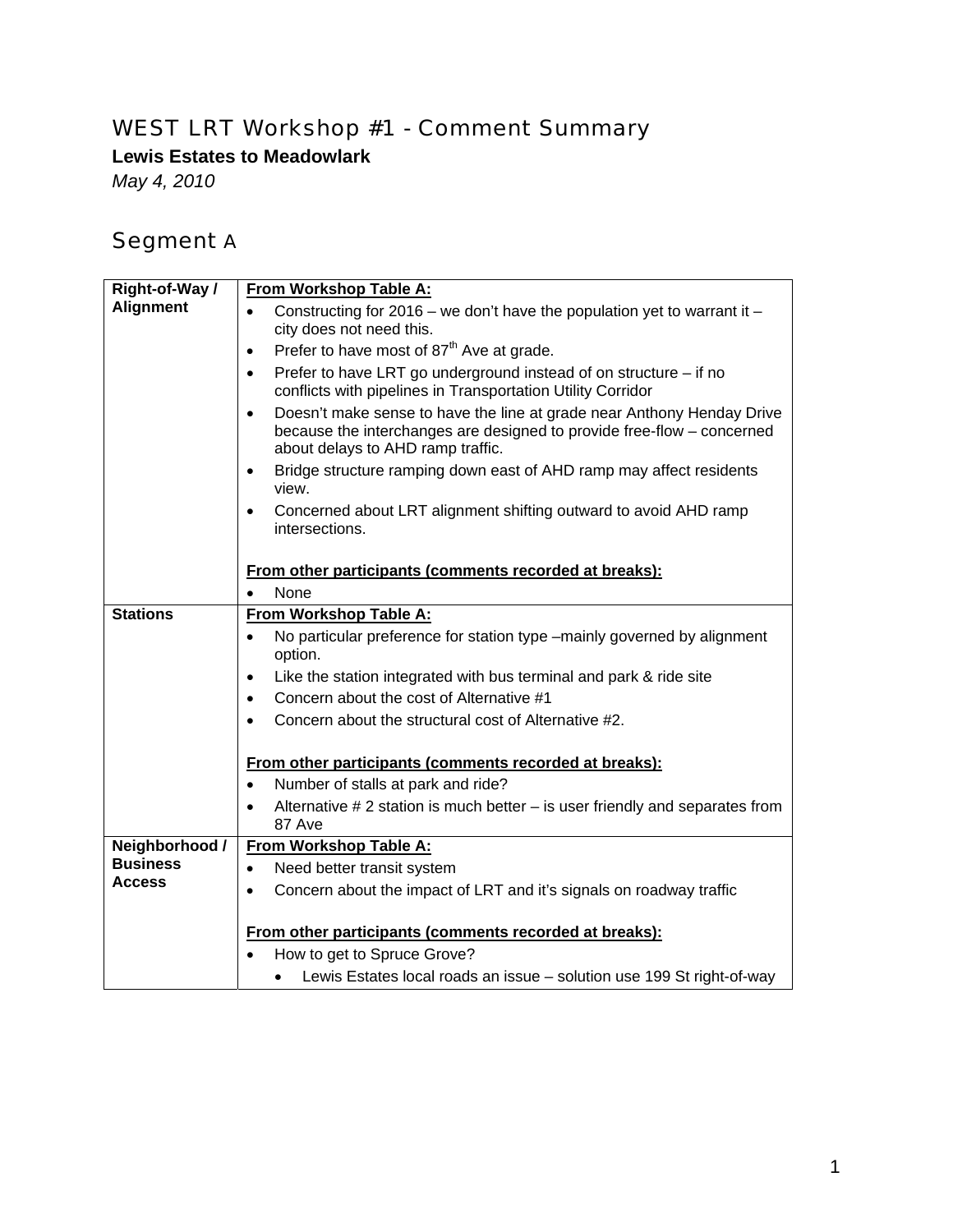# WEST LRT Workshop #1 - Comment Summary

**Lewis Estates to Meadowlark**

*May 4, 2010*

## Segment A

| | |
|---|---|
| **Right-of-Way / Alignment** | **From Workshop Table A:**<br>• Constructing for 2016 – we don't have the population yet to warrant it – city does not need this.<br>• Prefer to have most of 87th Ave at grade.<br>• Prefer to have LRT go underground instead of on structure – if no conflicts with pipelines in Transportation Utility Corridor<br>• Doesn't make sense to have the line at grade near Anthony Henday Drive because the interchanges are designed to provide free-flow – concerned about delays to AHD ramp traffic.<br>• Bridge structure ramping down east of AHD ramp may affect residents view.<br>• Concerned about LRT alignment shifting outward to avoid AHD ramp intersections.<br><br>**From other participants (comments recorded at breaks):**<br>• None |
| **Stations** | **From Workshop Table A:**<br>• No particular preference for station type –mainly governed by alignment option.<br>• Like the station integrated with bus terminal and park & ride site<br>• Concern about the cost of Alternative #1<br>• Concern about the structural cost of Alternative #2.<br><br>**From other participants (comments recorded at breaks):**<br>• Number of stalls at park and ride?<br>• Alternative # 2 station is much better – is user friendly and separates from 87 Ave |
| **Neighborhood / Business Access** | **From Workshop Table A:**<br>• Need better transit system<br>• Concern about the impact of LRT and it's signals on roadway traffic<br><br>**From other participants (comments recorded at breaks):**<br>• How to get to Spruce Grove?<br>&nbsp;&nbsp;&nbsp;&nbsp;• Lewis Estates local roads an issue – solution use 199 St right-of-way |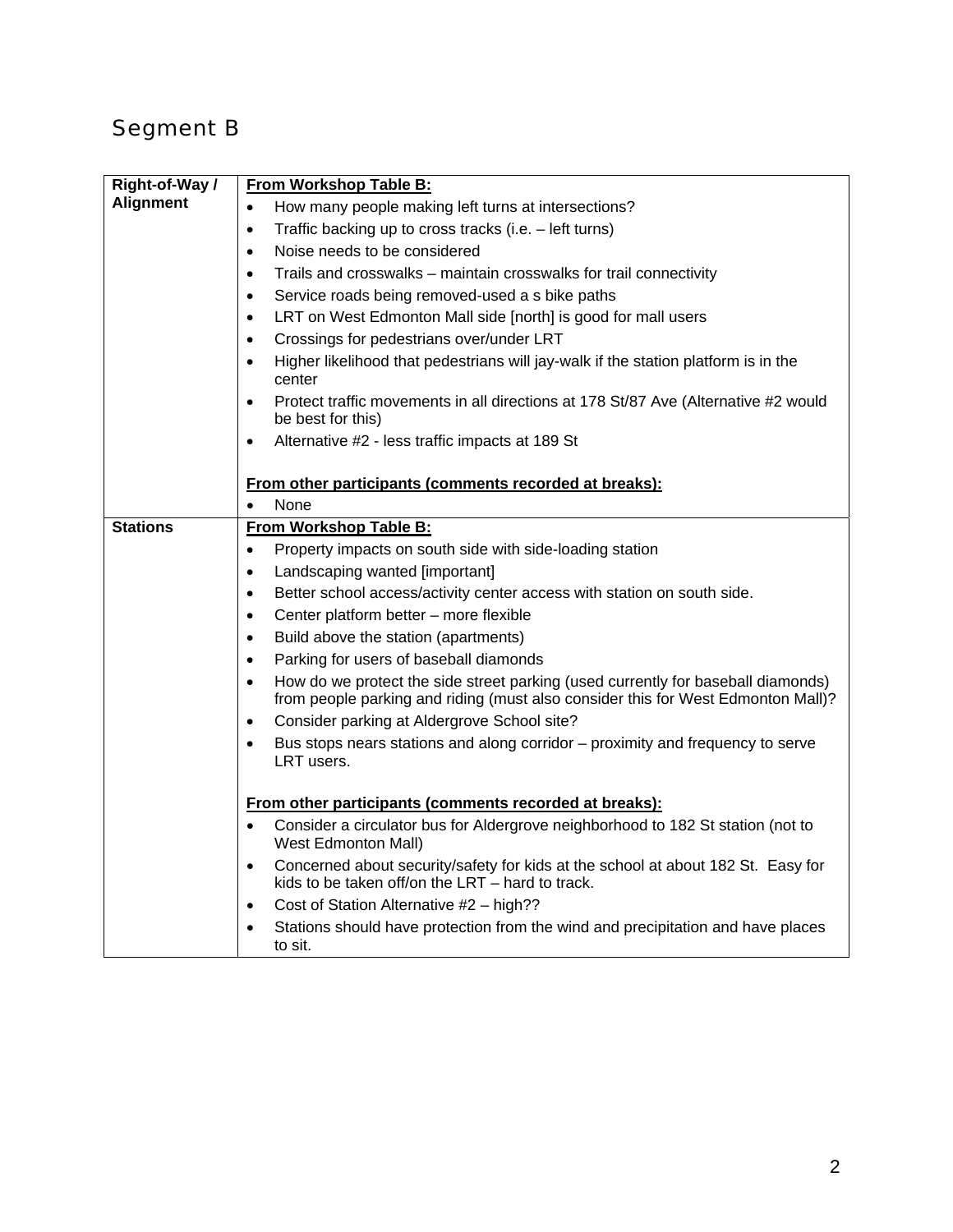## Segment B

| | |
|---|---|
| **Right-of-Way / Alignment** | **<u>From Workshop Table B:</u>**<br>• How many people making left turns at intersections?<br>• Traffic backing up to cross tracks (i.e. – left turns)<br>• Noise needs to be considered<br>• Trails and crosswalks – maintain crosswalks for trail connectivity<br>• Service roads being removed-used a s bike paths<br>• LRT on West Edmonton Mall side [north] is good for mall users<br>• Crossings for pedestrians over/under LRT<br>• Higher likelihood that pedestrians will jay-walk if the station platform is in the center<br>• Protect traffic movements in all directions at 178 St/87 Ave (Alternative #2 would be best for this)<br>• Alternative #2 - less traffic impacts at 189 St<br><br>**<u>From other participants (comments recorded at breaks):</u>**<br>• None |
| **Stations** | **<u>From Workshop Table B:</u>**<br>• Property impacts on south side with side-loading station<br>• Landscaping wanted [important]<br>• Better school access/activity center access with station on south side.<br>• Center platform better – more flexible<br>• Build above the station (apartments)<br>• Parking for users of baseball diamonds<br>• How do we protect the side street parking (used currently for baseball diamonds) from people parking and riding (must also consider this for West Edmonton Mall)?<br>• Consider parking at Aldergrove School site?<br>• Bus stops nears stations and along corridor – proximity and frequency to serve LRT users.<br><br>**<u>From other participants (comments recorded at breaks):</u>**<br>• Consider a circulator bus for Aldergrove neighborhood to 182 St station (not to West Edmonton Mall)<br>• Concerned about security/safety for kids at the school at about 182 St. Easy for kids to be taken off/on the LRT – hard to track.<br>• Cost of Station Alternative #2 – high??<br>• Stations should have protection from the wind and precipitation and have places to sit. |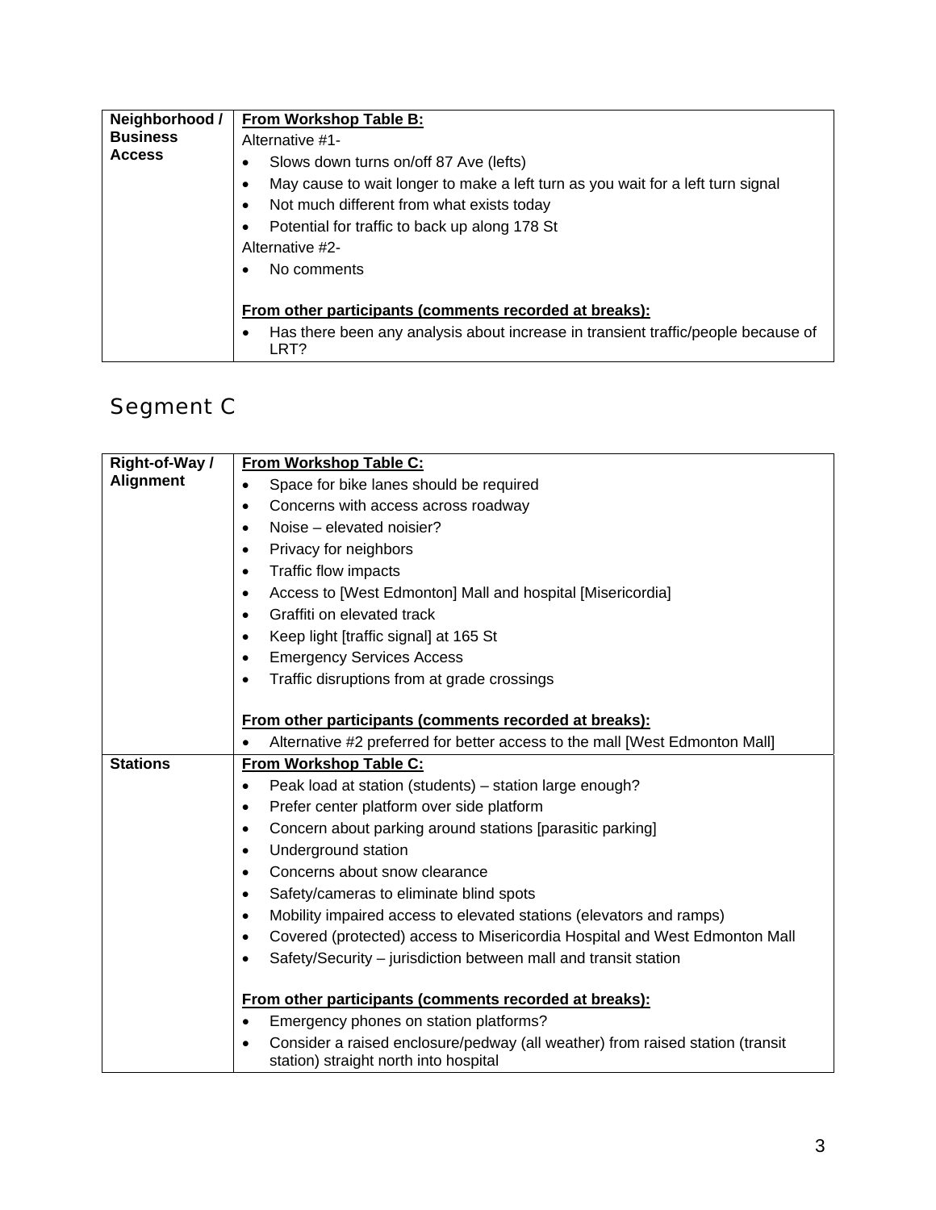| Neighborhood / Business Access | **From Workshop Table B:**<br>Alternative #1-<br>• Slows down turns on/off 87 Ave (lefts)<br>• May cause to wait longer to make a left turn as you wait for a left turn signal<br>• Not much different from what exists today<br>• Potential for traffic to back up along 178 St<br>Alternative #2-<br>• No comments<br><br>**From other participants (comments recorded at breaks):**<br>• Has there been any analysis about increase in transient traffic/people because of LRT? |
|---|---|

## Segment C

| Right-of-Way / Alignment | **From Workshop Table C:**<br>• Space for bike lanes should be required<br>• Concerns with access across roadway<br>• Noise – elevated noisier?<br>• Privacy for neighbors<br>• Traffic flow impacts<br>• Access to [West Edmonton] Mall and hospital [Misericordia]<br>• Graffiti on elevated track<br>• Keep light [traffic signal] at 165 St<br>• Emergency Services Access<br>• Traffic disruptions from at grade crossings<br><br>**From other participants (comments recorded at breaks):**<br>• Alternative #2 preferred for better access to the mall [West Edmonton Mall] |
|---|---|
| **Stations** | **From Workshop Table C:**<br>• Peak load at station (students) – station large enough?<br>• Prefer center platform over side platform<br>• Concern about parking around stations [parasitic parking]<br>• Underground station<br>• Concerns about snow clearance<br>• Safety/cameras to eliminate blind spots<br>• Mobility impaired access to elevated stations (elevators and ramps)<br>• Covered (protected) access to Misericordia Hospital and West Edmonton Mall<br>• Safety/Security – jurisdiction between mall and transit station<br><br>**From other participants (comments recorded at breaks):**<br>• Emergency phones on station platforms?<br>• Consider a raised enclosure/pedway (all weather) from raised station (transit station) straight north into hospital |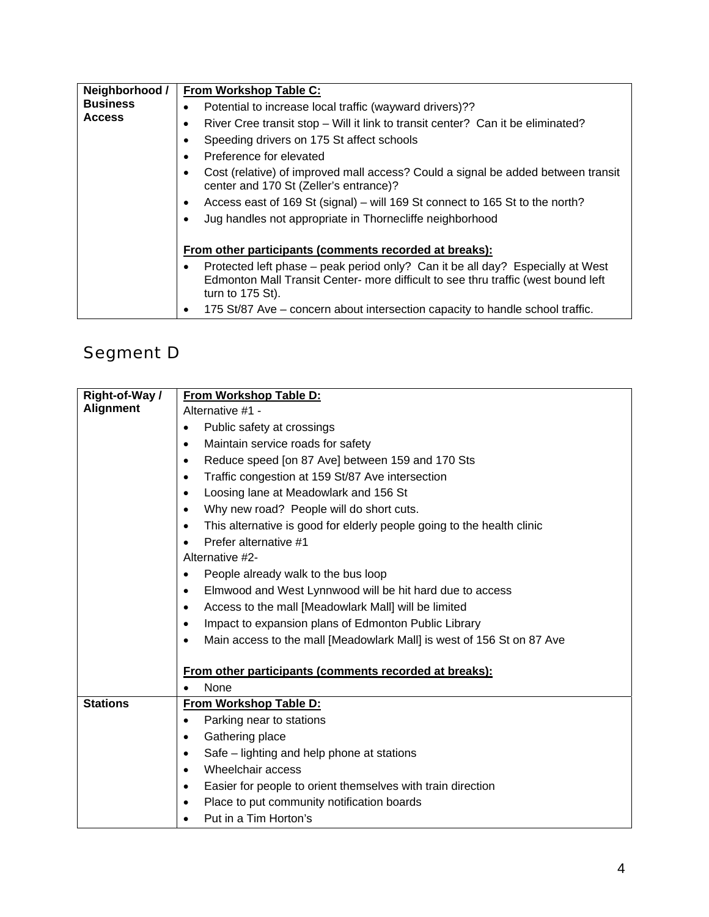| Neighborhood / Business Access | **From Workshop Table C:**<br>• Potential to increase local traffic (wayward drivers)??<br>• River Cree transit stop – Will it link to transit center? Can it be eliminated?<br>• Speeding drivers on 175 St affect schools<br>• Preference for elevated<br>• Cost (relative) of improved mall access? Could a signal be added between transit center and 170 St (Zeller's entrance)?<br>• Access east of 169 St (signal) – will 169 St connect to 165 St to the north?<br>• Jug handles not appropriate in Thornecliffe neighborhood<br><br>**From other participants (comments recorded at breaks):**<br>• Protected left phase – peak period only? Can it be all day? Especially at West Edmonton Mall Transit Center- more difficult to see thru traffic (west bound left turn to 175 St).<br>• 175 St/87 Ave – concern about intersection capacity to handle school traffic. |
|---|---|

## Segment D

| Right-of-Way / Alignment | **From Workshop Table D:**<br>Alternative #1 -<br>• Public safety at crossings<br>• Maintain service roads for safety<br>• Reduce speed [on 87 Ave] between 159 and 170 Sts<br>• Traffic congestion at 159 St/87 Ave intersection<br>• Loosing lane at Meadowlark and 156 St<br>• Why new road? People will do short cuts.<br>• This alternative is good for elderly people going to the health clinic<br>• Prefer alternative #1<br>Alternative #2-<br>• People already walk to the bus loop<br>• Elmwood and West Lynnwood will be hit hard due to access<br>• Access to the mall [Meadowlark Mall] will be limited<br>• Impact to expansion plans of Edmonton Public Library<br>• Main access to the mall [Meadowlark Mall] is west of 156 St on 87 Ave<br><br>**From other participants (comments recorded at breaks):**<br>• None |
|---|---|
| **Stations** | **From Workshop Table D:**<br>• Parking near to stations<br>• Gathering place<br>• Safe – lighting and help phone at stations<br>• Wheelchair access<br>• Easier for people to orient themselves with train direction<br>• Place to put community notification boards<br>• Put in a Tim Horton's |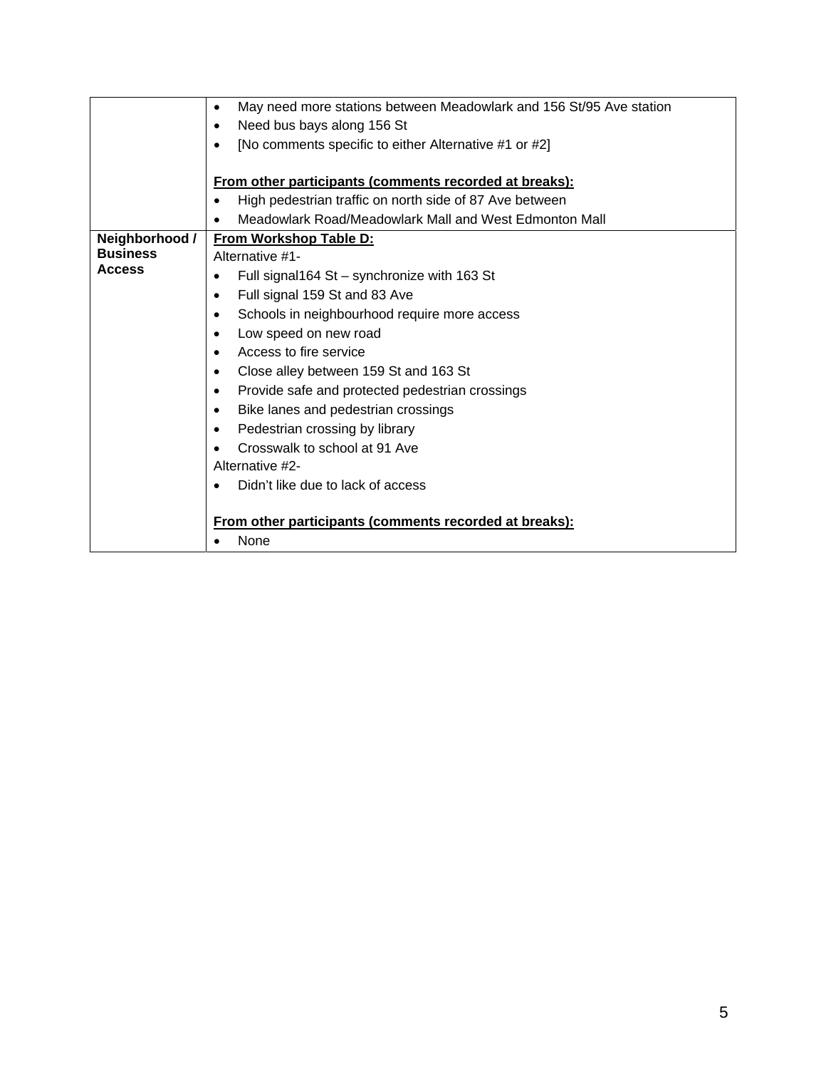| | |
|---|---|
| | • May need more stations between Meadowlark and 156 St/95 Ave station<br>• Need bus bays along 156 St<br>• [No comments specific to either Alternative #1 or #2]<br><br>**<u>From other participants (comments recorded at breaks):</u>**<br>• High pedestrian traffic on north side of 87 Ave between<br>• Meadowlark Road/Meadowlark Mall and West Edmonton Mall |
| **Neighborhood / Business Access** | **<u>From Workshop Table D:</u>**<br>Alternative #1-<br>• Full signal164 St – synchronize with 163 St<br>• Full signal 159 St and 83 Ave<br>• Schools in neighbourhood require more access<br>• Low speed on new road<br>• Access to fire service<br>• Close alley between 159 St and 163 St<br>• Provide safe and protected pedestrian crossings<br>• Bike lanes and pedestrian crossings<br>• Pedestrian crossing by library<br>• Crosswalk to school at 91 Ave<br>Alternative #2-<br>• Didn't like due to lack of access<br><br>**<u>From other participants (comments recorded at breaks):</u>**<br>• None |